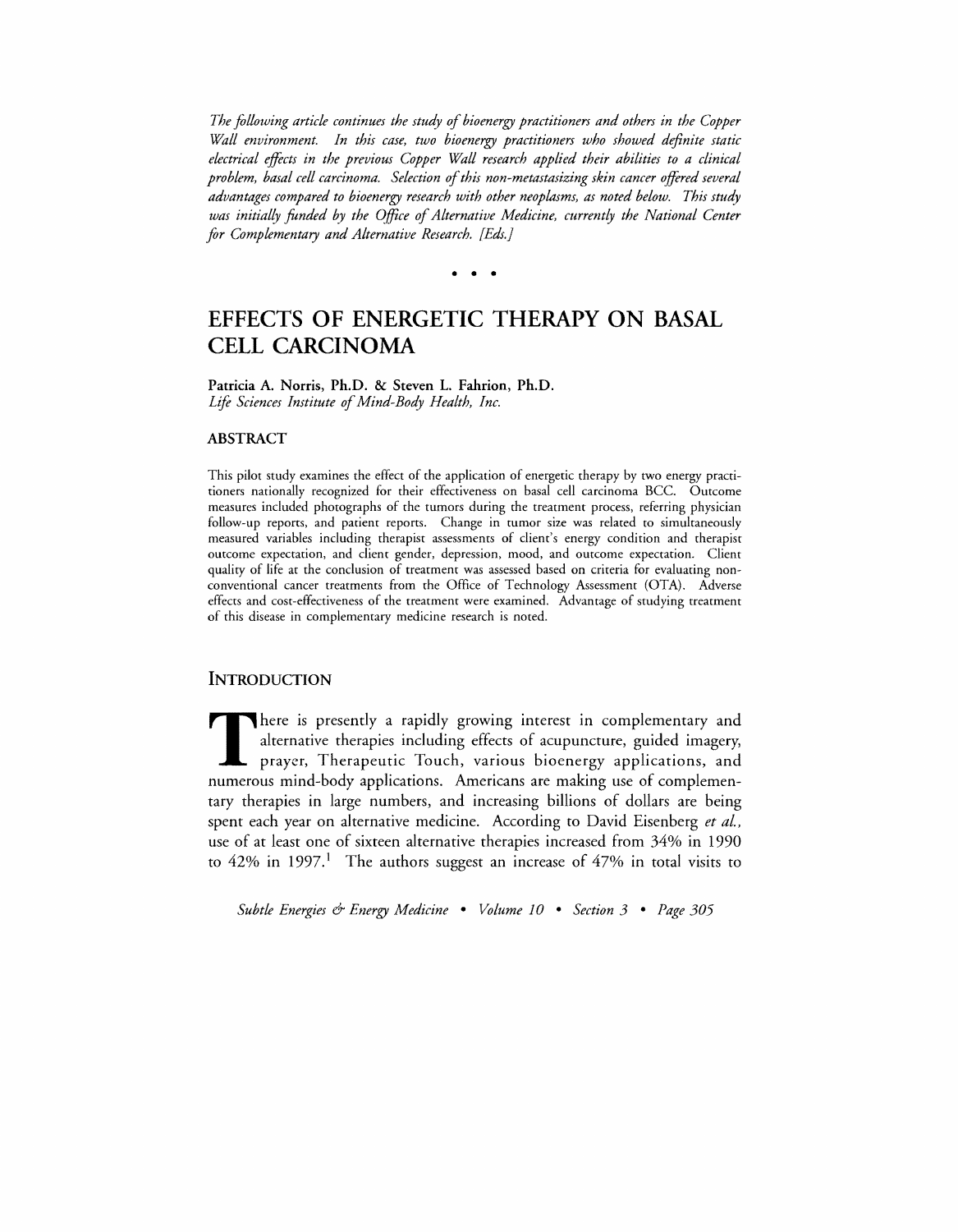*The following article continues the study of bioenergy practitioners and others in the Copper Wall environment. In this case, two bioenergy practitioners who showed definite static electrical effects in the previous Copper Wall research applied their abilities to a clinical problem, basal cell carcinoma. Selection of this non-metastasizing skin cancer offered several advantages compared to bioenergy research with other neoplasms, as noted below. This study was initially funded by the Office of Alternative Medicine, currently the National Center for Complementary and Alternative Research. [Eds.]*

• • •

# EFFECTS OF ENERGETIC THERAPY ON BASAL CELL CARCINOMA

**Patricia A. Norris, Ph.D. & Steven L. Fahrion, Ph.D.**
*Life Sciences Institute of Mind-Body Health, Inc.*

## ABSTRACT

This pilot study examines the effect of the application of energetic therapy by two energy practitioners nationally recognized for their effectiveness on basal cell carcinoma BCC. Outcome measures included photographs of the tumors during the treatment process, referring physician follow-up reports, and patient reports. Change in tumor size was related to simultaneously measured variables including therapist assessments of client's energy condition and therapist outcome expectation, and client gender, depression, mood, and outcome expectation. Client quality of life at the conclusion of treatment was assessed based on criteria for evaluating non-conventional cancer treatments from the Office of Technology Assessment (OTA). Adverse effects and cost-effectiveness of the treatment were examined. Advantage of studying treatment of this disease in complementary medicine research is noted.

## INTRODUCTION

There is presently a rapidly growing interest in complementary and alternative therapies including effects of acupuncture, guided imagery, prayer, Therapeutic Touch, various bioenergy applications, and numerous mind-body applications. Americans are making use of complementary therapies in large numbers, and increasing billions of dollars are being spent each year on alternative medicine. According to David Eisenberg *et al.*, use of at least one of sixteen alternative therapies increased from 34% in 1990 to 42% in 1997.[1] The authors suggest an increase of 47% in total visits to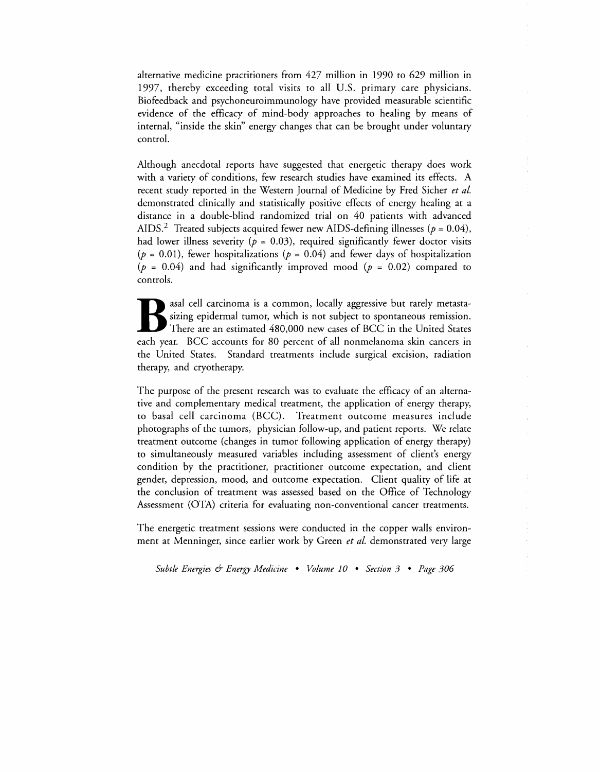alternative medicine practitioners from 427 million in 1990 to 629 million in 1997, thereby exceeding total visits to all U.S. primary care physicians. Biofeedback and psychoneuroimmunology have provided measurable scientific evidence of the efficacy of mind-body approaches to healing by means of internal, "inside the skin" energy changes that can be brought under voluntary control.

Although anecdotal reports have suggested that energetic therapy does work with a variety of conditions, few research studies have examined its effects. A recent study reported in the Western Journal of Medicine by Fred Sicher *et al.* demonstrated clinically and statistically positive effects of energy healing at a distance in a double-blind randomized trial on 40 patients with advanced AIDS.[2] Treated subjects acquired fewer new AIDS-defining illnesses ($p = 0.04$), had lower illness severity ($p = 0.03$), required significantly fewer doctor visits ($p = 0.01$), fewer hospitalizations ($p = 0.04$) and fewer days of hospitalization ($p = 0.04$) and had significantly improved mood ($p = 0.02$) compared to controls.

Basal cell carcinoma is a common, locally aggressive but rarely metastasizing epidermal tumor, which is not subject to spontaneous remission. There are an estimated 480,000 new cases of BCC in the United States each year. BCC accounts for 80 percent of all nonmelanoma skin cancers in the United States. Standard treatments include surgical excision, radiation therapy, and cryotherapy.

The purpose of the present research was to evaluate the efficacy of an alternative and complementary medical treatment, the application of energy therapy, to basal cell carcinoma (BCC). Treatment outcome measures include photographs of the tumors, physician follow-up, and patient reports. We relate treatment outcome (changes in tumor following application of energy therapy) to simultaneously measured variables including assessment of client's energy condition by the practitioner, practitioner outcome expectation, and client gender, depression, mood, and outcome expectation. Client quality of life at the conclusion of treatment was assessed based on the Office of Technology Assessment (OTA) criteria for evaluating non-conventional cancer treatments.

The energetic treatment sessions were conducted in the copper walls environment at Menninger, since earlier work by Green *et al.* demonstrated very large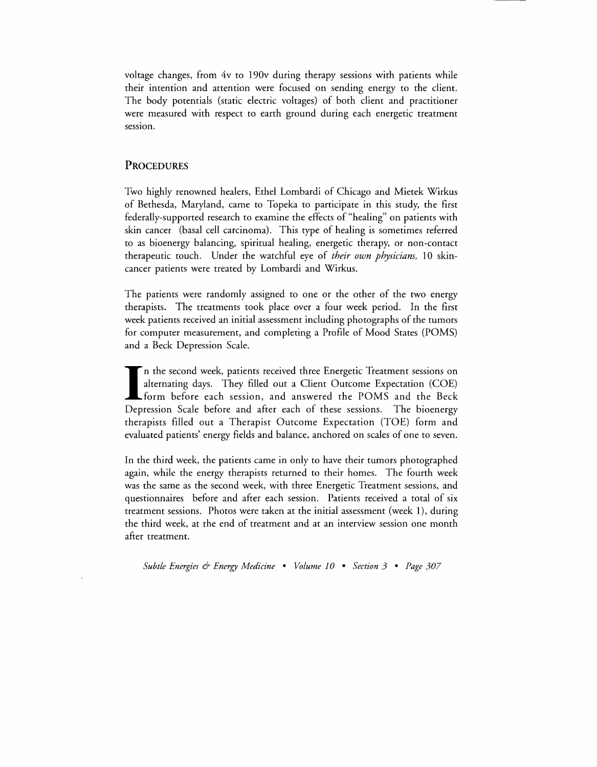voltage changes, from 4v to 190v during therapy sessions with patients while their intention and attention were focused on sending energy to the client. The body potentials (static electric voltages) of both client and practitioner were measured with respect to earth ground during each energetic treatment session.

## PROCEDURES

Two highly renowned healers, Ethel Lombardi of Chicago and Mietek Wirkus of Bethesda, Maryland, came to Topeka to participate in this study, the first federally-supported research to examine the effects of "healing" on patients with skin cancer (basal cell carcinoma). This type of healing is sometimes referred to as bioenergy balancing, spiritual healing, energetic therapy, or non-contact therapeutic touch. Under the watchful eye of *their own physicians,* 10 skin-cancer patients were treated by Lombardi and Wirkus.

The patients were randomly assigned to one or the other of the two energy therapists. The treatments took place over a four week period. In the first week patients received an initial assessment including photographs of the tumors for computer measurement, and completing a Profile of Mood States (POMS) and a Beck Depression Scale.

In the second week, patients received three Energetic Treatment sessions on alternating days. They filled out a Client Outcome Expectation (COE) form before each session, and answered the POMS and the Beck Depression Scale before and after each of these sessions. The bioenergy therapists filled out a Therapist Outcome Expectation (TOE) form and evaluated patients' energy fields and balance, anchored on scales of one to seven.

In the third week, the patients came in only to have their tumors photographed again, while the energy therapists returned to their homes. The fourth week was the same as the second week, with three Energetic Treatment sessions, and questionnaires before and after each session. Patients received a total of six treatment sessions. Photos were taken at the initial assessment (week 1), during the third week, at the end of treatment and at an interview session one month after treatment.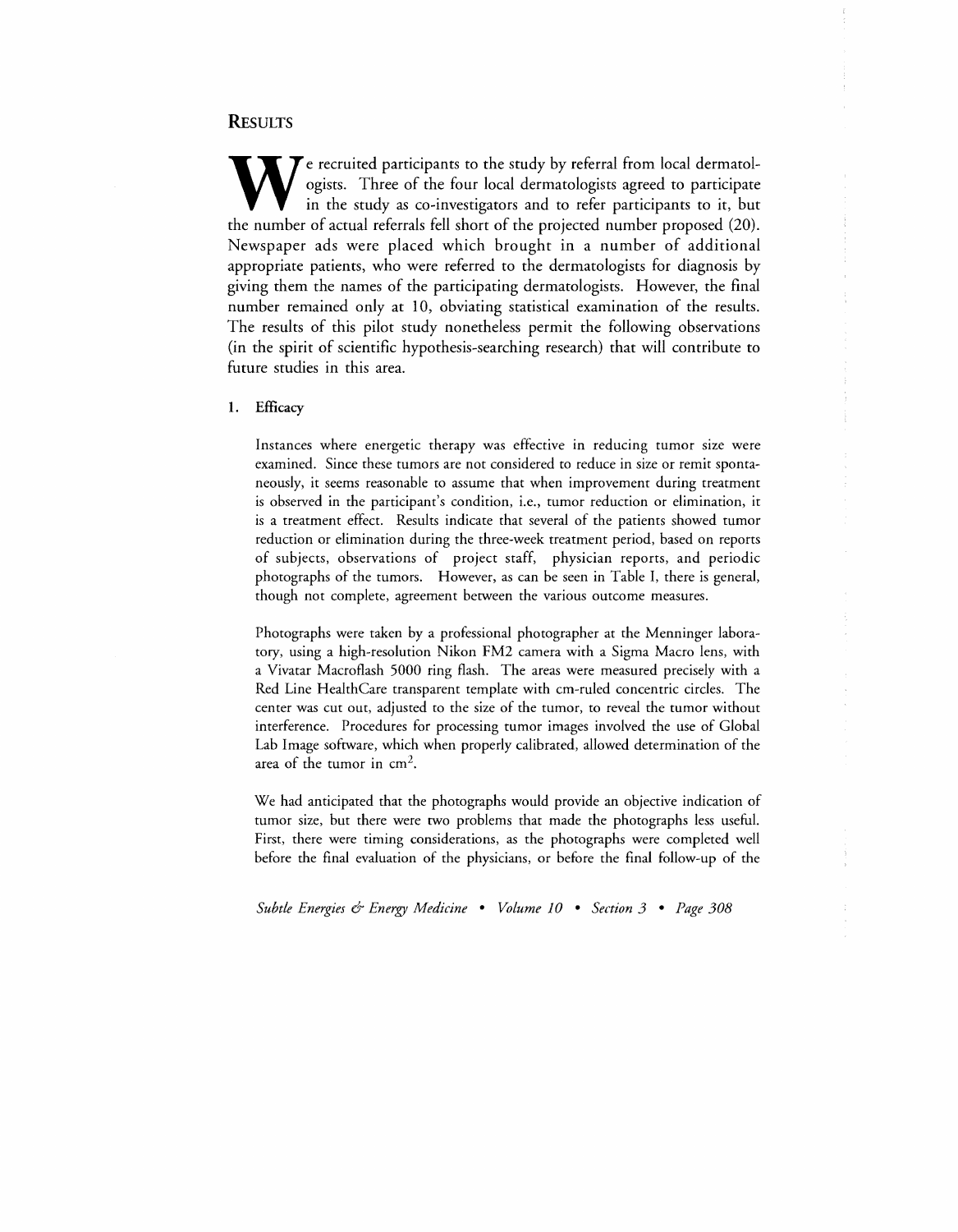## RESULTS

We recruited participants to the study by referral from local dermatologists. Three of the four local dermatologists agreed to participate in the study as co-investigators and to refer participants to it, but the number of actual referrals fell short of the projected number proposed (20). Newspaper ads were placed which brought in a number of additional appropriate patients, who were referred to the dermatologists for diagnosis by giving them the names of the participating dermatologists. However, the final number remained only at 10, obviating statistical examination of the results. The results of this pilot study nonetheless permit the following observations (in the spirit of scientific hypothesis-searching research) that will contribute to future studies in this area.

### 1. Efficacy

Instances where energetic therapy was effective in reducing tumor size were examined. Since these tumors are not considered to reduce in size or remit spontaneously, it seems reasonable to assume that when improvement during treatment is observed in the participant's condition, i.e., tumor reduction or elimination, it is a treatment effect. Results indicate that several of the patients showed tumor reduction or elimination during the three-week treatment period, based on reports of subjects, observations of project staff, physician reports, and periodic photographs of the tumors. However, as can be seen in Table I, there is general, though not complete, agreement between the various outcome measures.

Photographs were taken by a professional photographer at the Menninger laboratory, using a high-resolution Nikon FM2 camera with a Sigma Macro lens, with a Vivatar Macroflash 5000 ring flash. The areas were measured precisely with a Red Line HealthCare transparent template with cm-ruled concentric circles. The center was cut out, adjusted to the size of the tumor, to reveal the tumor without interference. Procedures for processing tumor images involved the use of Global Lab Image software, which when properly calibrated, allowed determination of the area of the tumor in $cm^2$.

We had anticipated that the photographs would provide an objective indication of tumor size, but there were two problems that made the photographs less useful. First, there were timing considerations, as the photographs were completed well before the final evaluation of the physicians, or before the final follow-up of the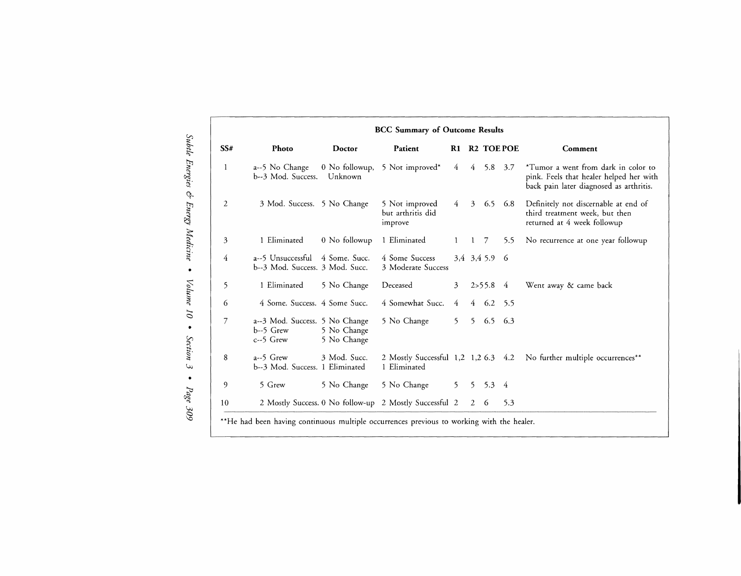**BCC Summary of Outcome Results**

| SS# | Photo | Doctor | Patient | R1 | R2 | TOE | POE | Comment |
|---|---|---|---|---|---|---|---|---|
| 1 | a--5 No Change<br>b--3 Mod. Success. | 0 No followup, Unknown | 5 Not improved* | 4 | 4 | 5.8 | 3.7 | *Tumor a went from dark in color to pink. Feels that healer helped her with back pain later diagnosed as arthritis. |
| 2 | 3 Mod. Success. | 5 No Change | 5 Not improved but arthritis did improve | 4 | 3 | 6.5 | 6.8 | Definitely not discernable at end of third treatment week, but then returned at 4 week followup |
| 3 | 1 Eliminated | 0 No followup | 1 Eliminated | 1 | 1 | 7 | 5.5 | No recurrence at one year followup |
| 4 | a--5 Unsuccessful<br>b--3 Mod. Success. | 4 Some. Succ.<br>3 Mod. Succ. | 4 Some Success<br>3 Moderate Success | 3,4 | 3,4 | 5.9 | 6 | |
| 5 | 1 Eliminated | 5 No Change | Deceased | 3 | 2>5 | 5.8 | 4 | Went away & came back |
| 6 | 4 Some. Success. | 4 Some Succ. | 4 Somewhat Succ. | 4 | 4 | 6.2 | 5.5 | |
| 7 | a--3 Mod. Success.<br>b--5 Grew<br>c--5 Grew | 5 No Change<br>5 No Change<br>5 No Change | 5 No Change | 5 | 5 | 6.5 | 6.3 | |
| 8 | a--5 Grew<br>b--3 Mod. Success. | 3 Mod. Succ.<br>1 Eliminated | 2 Mostly Successful<br>1 Eliminated | 1,2 | 1,2 | 6.3 | 4.2 | No further multiple occurrences** |
| 9 | 5 Grew | 5 No Change | 5 No Change | 5 | 5 | 5.3 | 4 | |
| 10 | 2 Mostly Success. | 0 No follow-up | 2 Mostly Successful | 2 | 2 | 6 | 5.3 | |

**He had been having continuous multiple occurrences previous to working with the healer.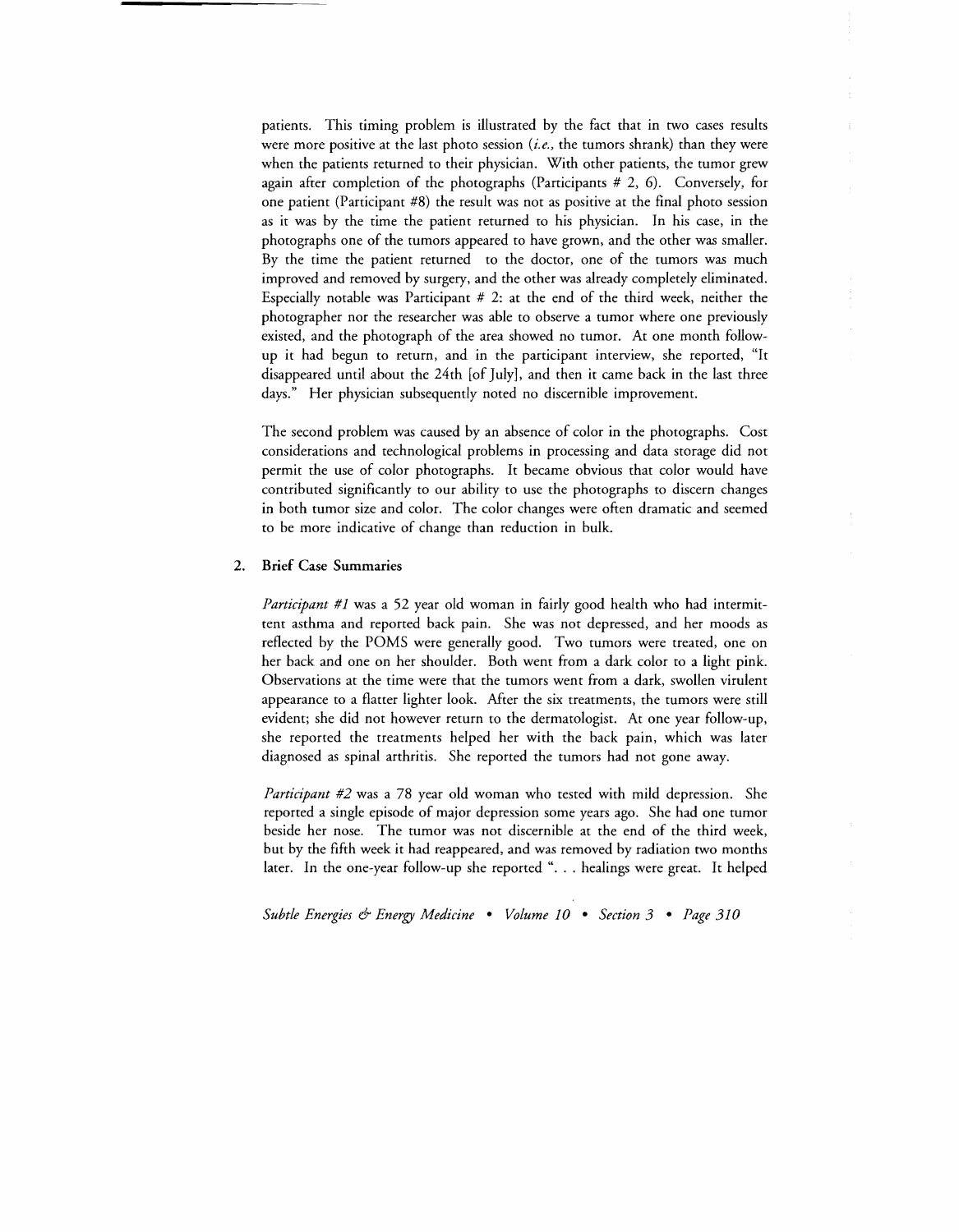patients. This timing problem is illustrated by the fact that in two cases results were more positive at the last photo session (*i.e.,* the tumors shrank) than they were when the patients returned to their physician. With other patients, the tumor grew again after completion of the photographs (Participants # 2, 6). Conversely, for one patient (Participant #8) the result was not as positive at the final photo session as it was by the time the patient returned to his physician. In his case, in the photographs one of the tumors appeared to have grown, and the other was smaller. By the time the patient returned to the doctor, one of the tumors was much improved and removed by surgery, and the other was already completely eliminated. Especially notable was Participant # 2: at the end of the third week, neither the photographer nor the researcher was able to observe a tumor where one previously existed, and the photograph of the area showed no tumor. At one month follow-up it had begun to return, and in the participant interview, she reported, "It disappeared until about the 24th [of July], and then it came back in the last three days." Her physician subsequently noted no discernible improvement.

The second problem was caused by an absence of color in the photographs. Cost considerations and technological problems in processing and data storage did not permit the use of color photographs. It became obvious that color would have contributed significantly to our ability to use the photographs to discern changes in both tumor size and color. The color changes were often dramatic and seemed to be more indicative of change than reduction in bulk.

### 2. Brief Case Summaries

*Participant #1* was a 52 year old woman in fairly good health who had intermittent asthma and reported back pain. She was not depressed, and her moods as reflected by the POMS were generally good. Two tumors were treated, one on her back and one on her shoulder. Both went from a dark color to a light pink. Observations at the time were that the tumors went from a dark, swollen virulent appearance to a flatter lighter look. After the six treatments, the tumors were still evident; she did not however return to the dermatologist. At one year follow-up, she reported the treatments helped her with the back pain, which was later diagnosed as spinal arthritis. She reported the tumors had not gone away.

*Participant #2* was a 78 year old woman who tested with mild depression. She reported a single episode of major depression some years ago. She had one tumor beside her nose. The tumor was not discernible at the end of the third week, but by the fifth week it had reappeared, and was removed by radiation two months later. In the one-year follow-up she reported ". . . healings were great. It helped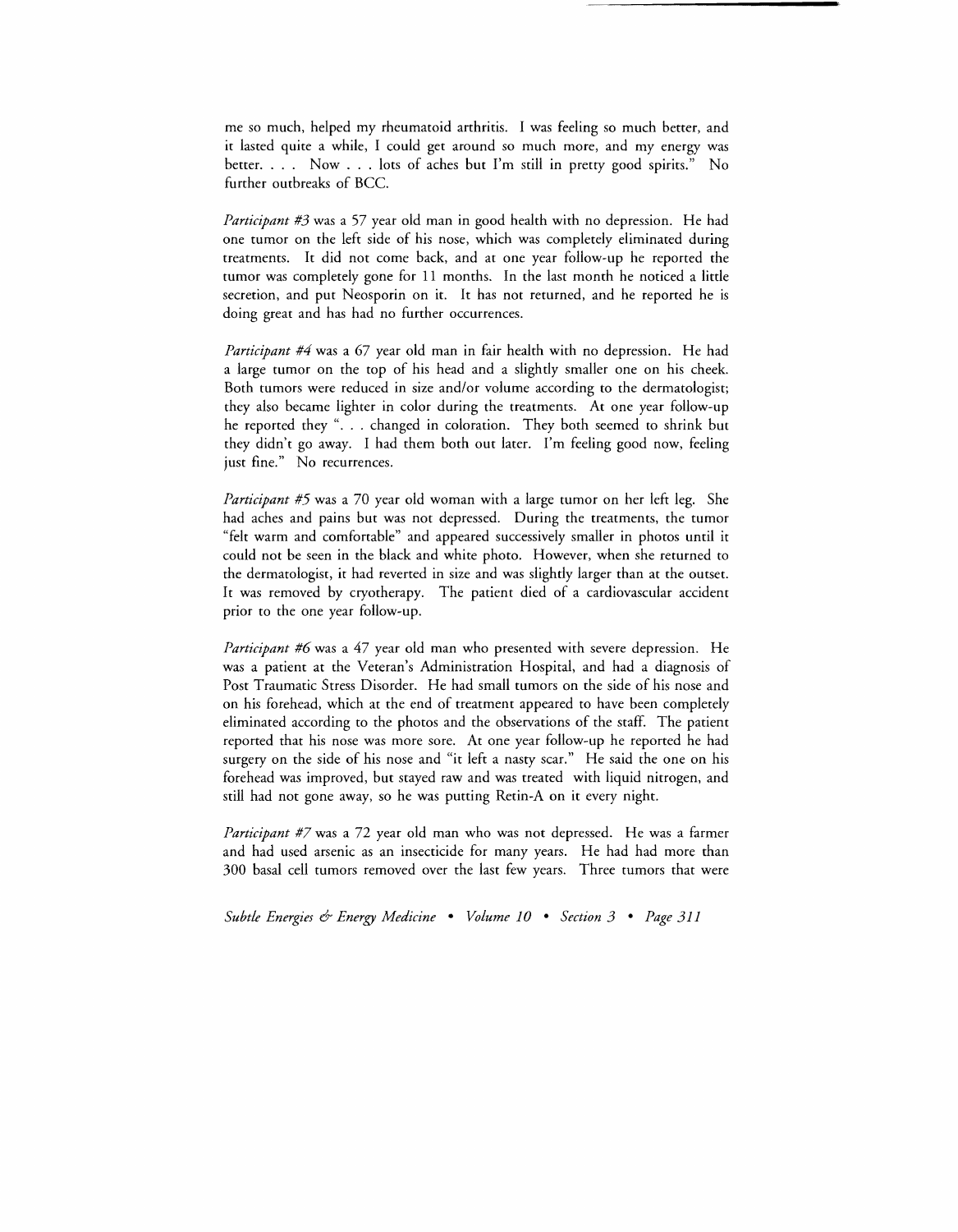me so much, helped my rheumatoid arthritis. I was feeling so much better, and it lasted quite a while, I could get around so much more, and my energy was better. . . . Now . . . lots of aches but I'm still in pretty good spirits." No further outbreaks of BCC.

*Participant #3* was a 57 year old man in good health with no depression. He had one tumor on the left side of his nose, which was completely eliminated during treatments. It did not come back, and at one year follow-up he reported the tumor was completely gone for 11 months. In the last month he noticed a little secretion, and put Neosporin on it. It has not returned, and he reported he is doing great and has had no further occurrences.

*Participant #4* was a 67 year old man in fair health with no depression. He had a large tumor on the top of his head and a slightly smaller one on his cheek. Both tumors were reduced in size and/or volume according to the dermatologist; they also became lighter in color during the treatments. At one year follow-up he reported they ". . . changed in coloration. They both seemed to shrink but they didn't go away. I had them both out later. I'm feeling good now, feeling just fine." No recurrences.

*Participant #5* was a 70 year old woman with a large tumor on her left leg. She had aches and pains but was not depressed. During the treatments, the tumor "felt warm and comfortable" and appeared successively smaller in photos until it could not be seen in the black and white photo. However, when she returned to the dermatologist, it had reverted in size and was slightly larger than at the outset. It was removed by cryotherapy. The patient died of a cardiovascular accident prior to the one year follow-up.

*Participant #6* was a 47 year old man who presented with severe depression. He was a patient at the Veteran's Administration Hospital, and had a diagnosis of Post Traumatic Stress Disorder. He had small tumors on the side of his nose and on his forehead, which at the end of treatment appeared to have been completely eliminated according to the photos and the observations of the staff. The patient reported that his nose was more sore. At one year follow-up he reported he had surgery on the side of his nose and "it left a nasty scar." He said the one on his forehead was improved, but stayed raw and was treated with liquid nitrogen, and still had not gone away, so he was putting Retin-A on it every night.

*Participant #7* was a 72 year old man who was not depressed. He was a farmer and had used arsenic as an insecticide for many years. He had had more than 300 basal cell tumors removed over the last few years. Three tumors that were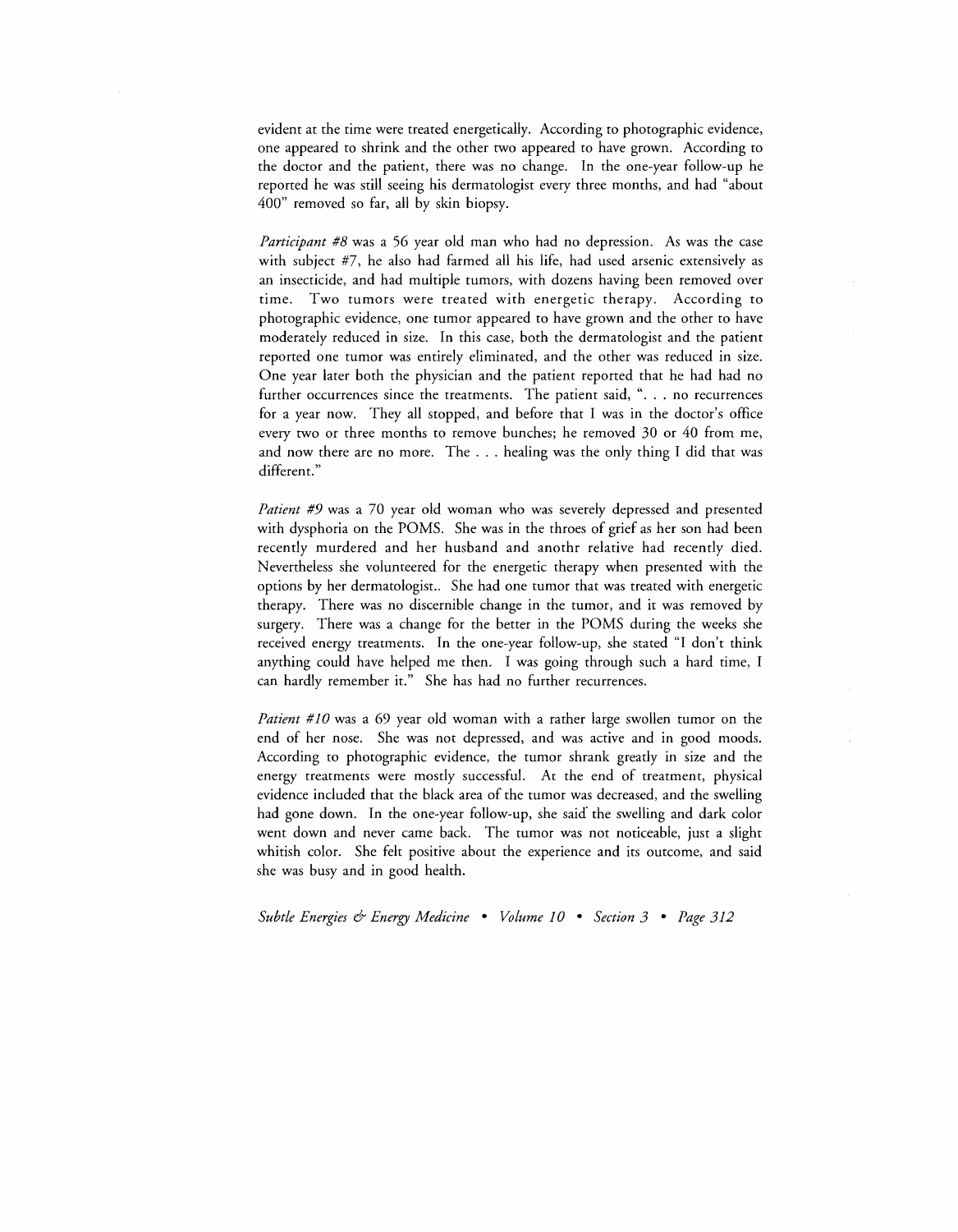evident at the time were treated energetically. According to photographic evidence, one appeared to shrink and the other two appeared to have grown. According to the doctor and the patient, there was no change. In the one-year follow-up he reported he was still seeing his dermatologist every three months, and had "about 400" removed so far, all by skin biopsy.

*Participant #8* was a 56 year old man who had no depression. As was the case with subject #7, he also had farmed all his life, had used arsenic extensively as an insecticide, and had multiple tumors, with dozens having been removed over time. Two tumors were treated with energetic therapy. According to photographic evidence, one tumor appeared to have grown and the other to have moderately reduced in size. In this case, both the dermatologist and the patient reported one tumor was entirely eliminated, and the other was reduced in size. One year later both the physician and the patient reported that he had had no further occurrences since the treatments. The patient said, ". . . no recurrences for a year now. They all stopped, and before that I was in the doctor's office every two or three months to remove bunches; he removed 30 or 40 from me, and now there are no more. The . . . healing was the only thing I did that was different."

*Patient #9* was a 70 year old woman who was severely depressed and presented with dysphoria on the POMS. She was in the throes of grief as her son had been recently murdered and her husband and anothr relative had recently died. Nevertheless she volunteered for the energetic therapy when presented with the options by her dermatologist.. She had one tumor that was treated with energetic therapy. There was no discernible change in the tumor, and it was removed by surgery. There was a change for the better in the POMS during the weeks she received energy treatments. In the one-year follow-up, she stated "I don't think anything could have helped me then. I was going through such a hard time, I can hardly remember it." She has had no further recurrences.

*Patient #10* was a 69 year old woman with a rather large swollen tumor on the end of her nose. She was not depressed, and was active and in good moods. According to photographic evidence, the tumor shrank greatly in size and the energy treatments were mostly successful. At the end of treatment, physical evidence included that the black area of the tumor was decreased, and the swelling had gone down. In the one-year follow-up, she said the swelling and dark color went down and never came back. The tumor was not noticeable, just a slight whitish color. She felt positive about the experience and its outcome, and said she was busy and in good health.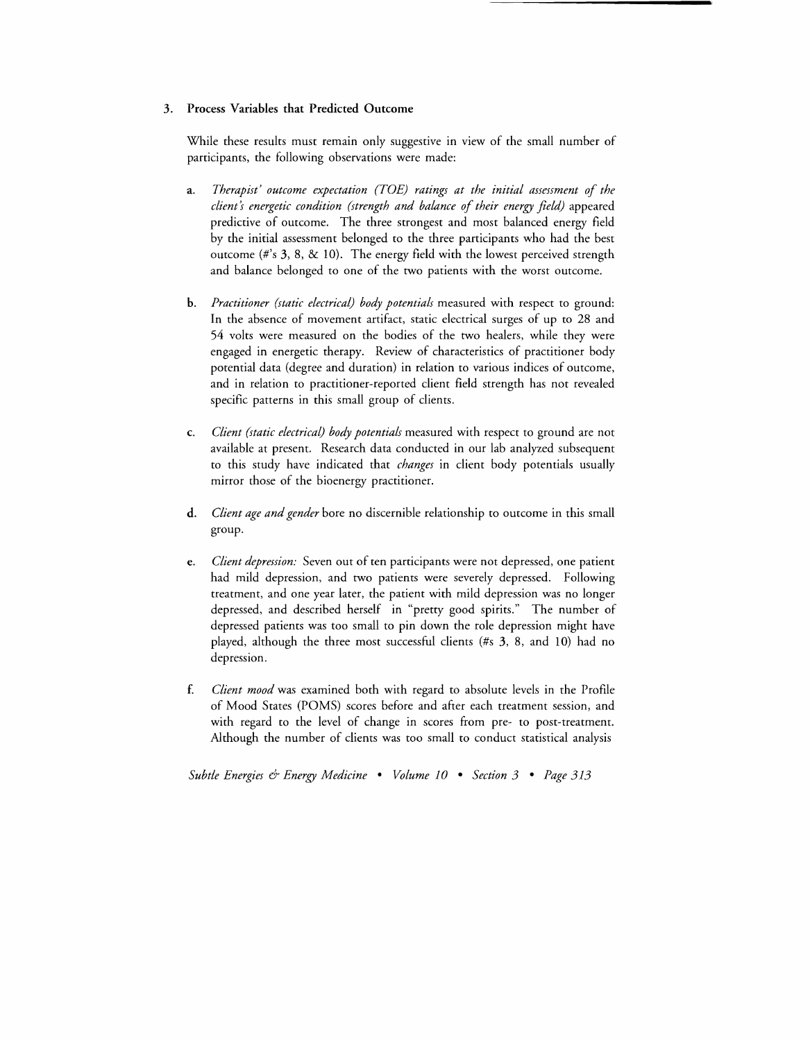### 3. Process Variables that Predicted Outcome

While these results must remain only suggestive in view of the small number of participants, the following observations were made:

a. *Therapist' outcome expectation (TOE) ratings at the initial assessment of the client's energetic condition (strength and balance of their energy field)* appeared predictive of outcome. The three strongest and most balanced energy field by the initial assessment belonged to the three participants who had the best outcome (#'s 3, 8, & 10). The energy field with the lowest perceived strength and balance belonged to one of the two patients with the worst outcome.

b. *Practitioner (static electrical) body potentials* measured with respect to ground: In the absence of movement artifact, static electrical surges of up to 28 and 54 volts were measured on the bodies of the two healers, while they were engaged in energetic therapy. Review of characteristics of practitioner body potential data (degree and duration) in relation to various indices of outcome, and in relation to practitioner-reported client field strength has not revealed specific patterns in this small group of clients.

c. *Client (static electrical) body potentials* measured with respect to ground are not available at present. Research data conducted in our lab analyzed subsequent to this study have indicated that *changes* in client body potentials usually mirror those of the bioenergy practitioner.

d. *Client age and gender* bore no discernible relationship to outcome in this small group.

e. *Client depression:* Seven out of ten participants were not depressed, one patient had mild depression, and two patients were severely depressed. Following treatment, and one year later, the patient with mild depression was no longer depressed, and described herself in "pretty good spirits." The number of depressed patients was too small to pin down the role depression might have played, although the three most successful clients (#s 3, 8, and 10) had no depression.

f. *Client mood* was examined both with regard to absolute levels in the Profile of Mood States (POMS) scores before and after each treatment session, and with regard to the level of change in scores from pre- to post-treatment. Although the number of clients was too small to conduct statistical analysis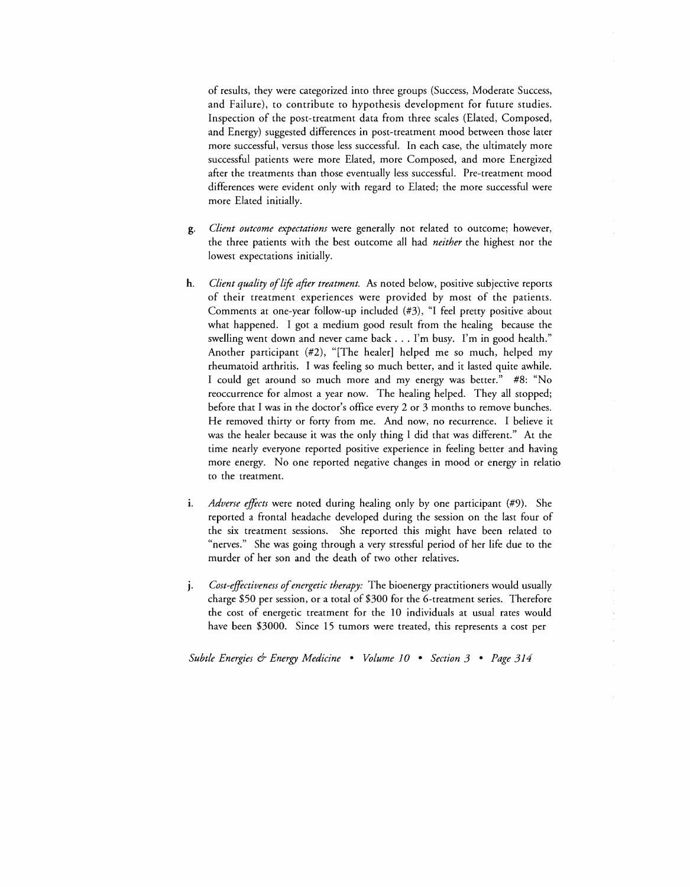of results, they were categorized into three groups (Success, Moderate Success, and Failure), to contribute to hypothesis development for future studies. Inspection of the post-treatment data from three scales (Elated, Composed, and Energy) suggested differences in post-treatment mood between those later more successful, versus those less successful. In each case, the ultimately more successful patients were more Elated, more Composed, and more Energized after the treatments than those eventually less successful. Pre-treatment mood differences were evident only with regard to Elated; the more successful were more Elated initially.

g. *Client outcome expectations* were generally not related to outcome; however, the three patients with the best outcome all had *neither* the highest nor the lowest expectations initially.

h. *Client quality of life after treatment.* As noted below, positive subjective reports of their treatment experiences were provided by most of the patients. Comments at one-year follow-up included (#3), "I feel pretty positive about what happened. I got a medium good result from the healing because the swelling went down and never came back . . . I'm busy. I'm in good health." Another participant (#2), "[The healer] helped me so much, helped my rheumatoid arthritis. I was feeling so much better, and it lasted quite awhile. I could get around so much more and my energy was better." #8: "No reoccurrence for almost a year now. The healing helped. They all stopped; before that I was in the doctor's office every 2 or 3 months to remove bunches. He removed thirty or forty from me. And now, no recurrence. I believe it was the healer because it was the only thing I did that was different." At the time nearly everyone reported positive experience in feeling better and having more energy. No one reported negative changes in mood or energy in relatio to the treatment.

i. *Adverse effects* were noted during healing only by one participant (#9). She reported a frontal headache developed during the session on the last four of the six treatment sessions. She reported this might have been related to "nerves." She was going through a very stressful period of her life due to the murder of her son and the death of two other relatives.

j. *Cost-effectiveness of energetic therapy:* The bioenergy practitioners would usually charge $50 per session, or a total of $300 for the 6-treatment series. Therefore the cost of energetic treatment for the 10 individuals at usual rates would have been $3000. Since 15 tumors were treated, this represents a cost per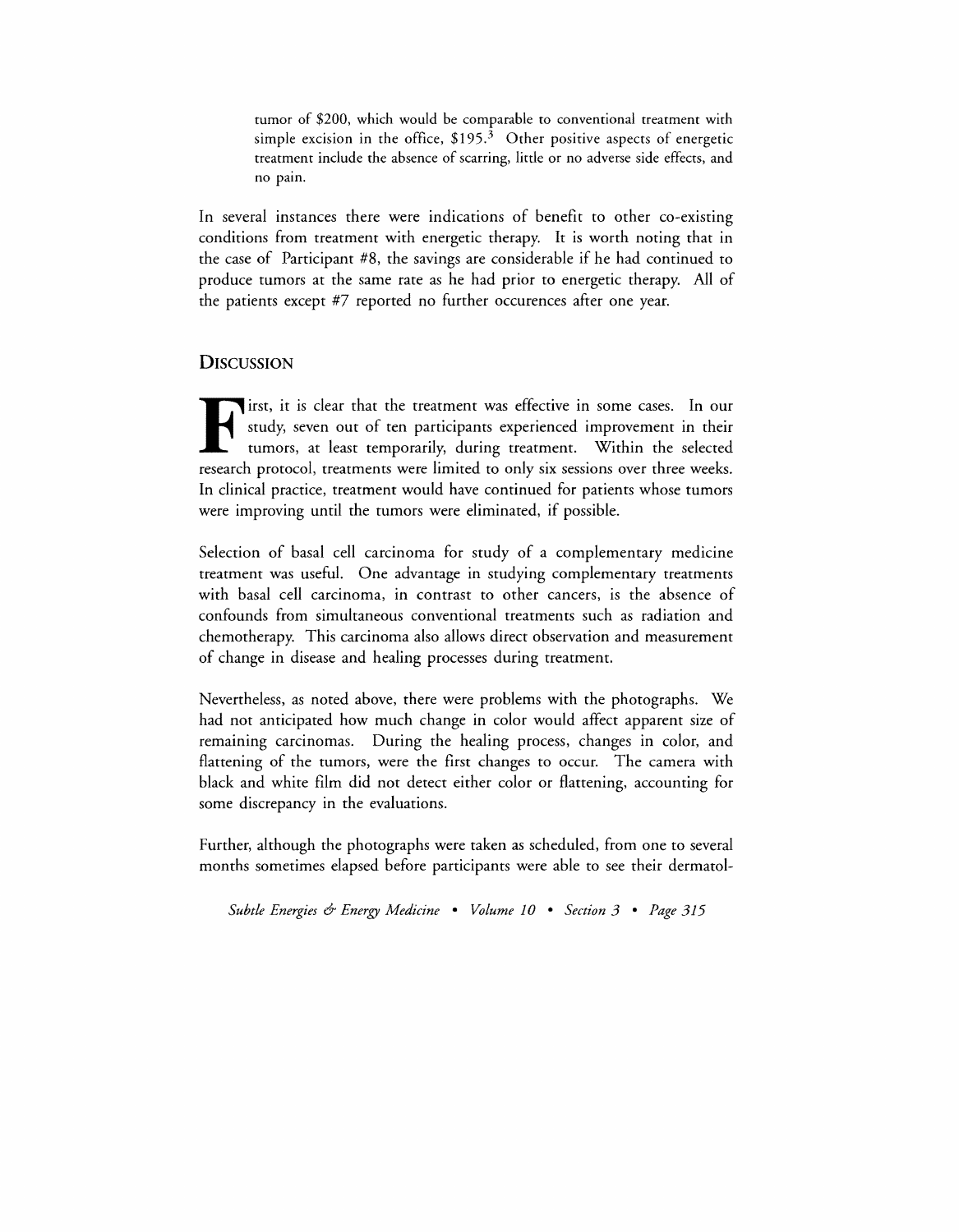tumor of $200, which would be comparable to conventional treatment with simple excision in the office, $195.[3] Other positive aspects of energetic treatment include the absence of scarring, little or no adverse side effects, and no pain.

In several instances there were indications of benefit to other co-existing conditions from treatment with energetic therapy. It is worth noting that in the case of Participant #8, the savings are considerable if he had continued to produce tumors at the same rate as he had prior to energetic therapy. All of the patients except #7 reported no further occurences after one year.

## Discussion

First, it is clear that the treatment was effective in some cases. In our study, seven out of ten participants experienced improvement in their tumors, at least temporarily, during treatment. Within the selected research protocol, treatments were limited to only six sessions over three weeks. In clinical practice, treatment would have continued for patients whose tumors were improving until the tumors were eliminated, if possible.

Selection of basal cell carcinoma for study of a complementary medicine treatment was useful. One advantage in studying complementary treatments with basal cell carcinoma, in contrast to other cancers, is the absence of confounds from simultaneous conventional treatments such as radiation and chemotherapy. This carcinoma also allows direct observation and measurement of change in disease and healing processes during treatment.

Nevertheless, as noted above, there were problems with the photographs. We had not anticipated how much change in color would affect apparent size of remaining carcinomas. During the healing process, changes in color, and flattening of the tumors, were the first changes to occur. The camera with black and white film did not detect either color or flattening, accounting for some discrepancy in the evaluations.

Further, although the photographs were taken as scheduled, from one to several months sometimes elapsed before participants were able to see their dermatol-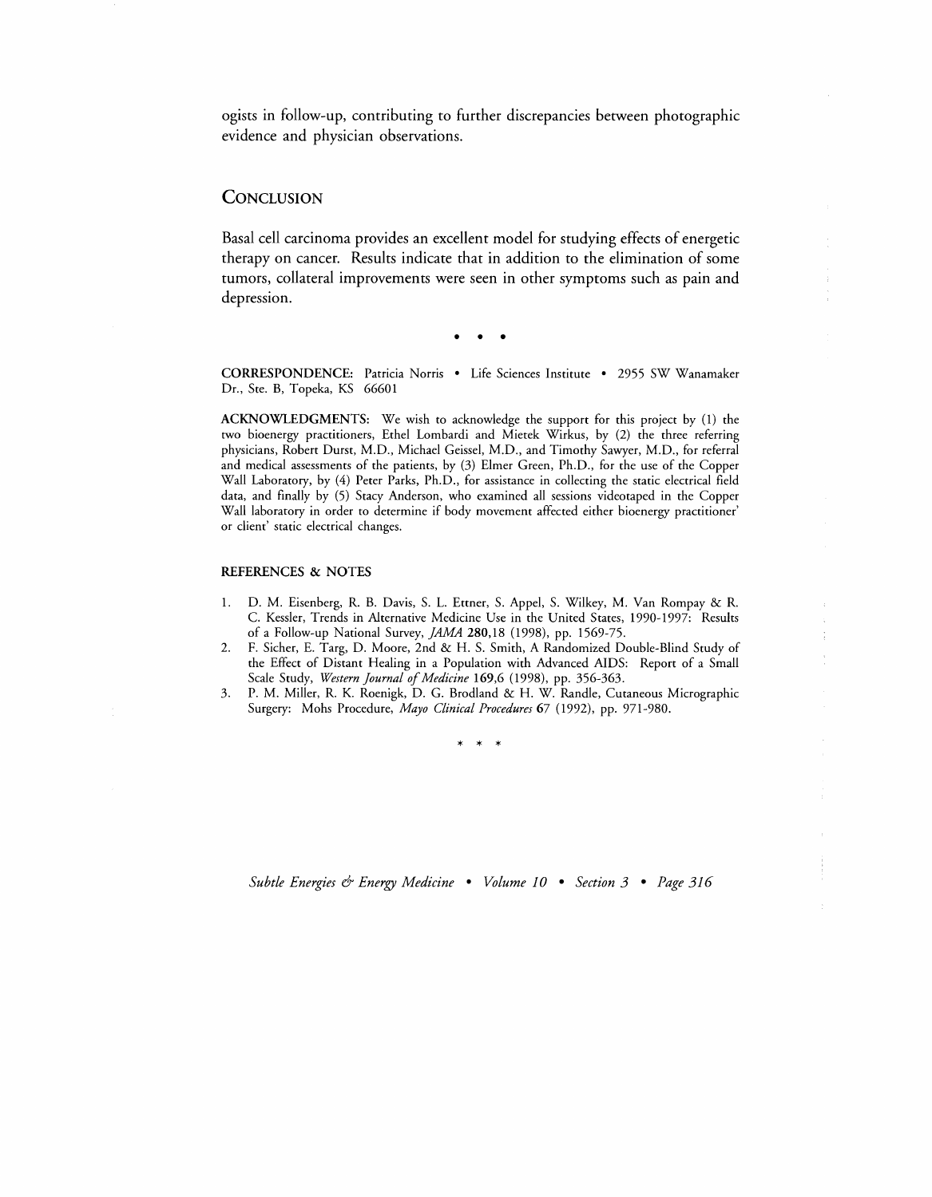ogists in follow-up, contributing to further discrepancies between photographic evidence and physician observations.

## Conclusion

Basal cell carcinoma provides an excellent model for studying effects of energetic therapy on cancer. Results indicate that in addition to the elimination of some tumors, collateral improvements were seen in other symptoms such as pain and depression.

• • •

**CORRESPONDENCE:** Patricia Norris • Life Sciences Institute • 2955 SW Wanamaker Dr., Ste. B, Topeka, KS 66601

**ACKNOWLEDGMENTS:** We wish to acknowledge the support for this project by (1) the two bioenergy practitioners, Ethel Lombardi and Mietek Wirkus, by (2) the three referring physicians, Robert Durst, M.D., Michael Geissel, M.D., and Timothy Sawyer, M.D., for referral and medical assessments of the patients, by (3) Elmer Green, Ph.D., for the use of the Copper Wall Laboratory, by (4) Peter Parks, Ph.D., for assistance in collecting the static electrical field data, and finally by (5) Stacy Anderson, who examined all sessions videotaped in the Copper Wall laboratory in order to determine if body movement affected either bioenergy practitioner' or client' static electrical changes.

### REFERENCES & NOTES

1. D. M. Eisenberg, R. B. Davis, S. L. Ettner, S. Appel, S. Wilkey, M. Van Rompay & R. C. Kessler, Trends in Alternative Medicine Use in the United States, 1990-1997: Results of a Follow-up National Survey, *JAMA* **280**,18 (1998), pp. 1569-75.
2. F. Sicher, E. Targ, D. Moore, 2nd & H. S. Smith, A Randomized Double-Blind Study of the Effect of Distant Healing in a Population with Advanced AIDS: Report of a Small Scale Study, *Western Journal of Medicine* **169**,6 (1998), pp. 356-363.
3. P. M. Miller, R. K. Roenigk, D. G. Brodland & H. W. Randle, Cutaneous Micrographic Surgery: Mohs Procedure, *Mayo Clinical Procedures* **67** (1992), pp. 971-980.

* * *